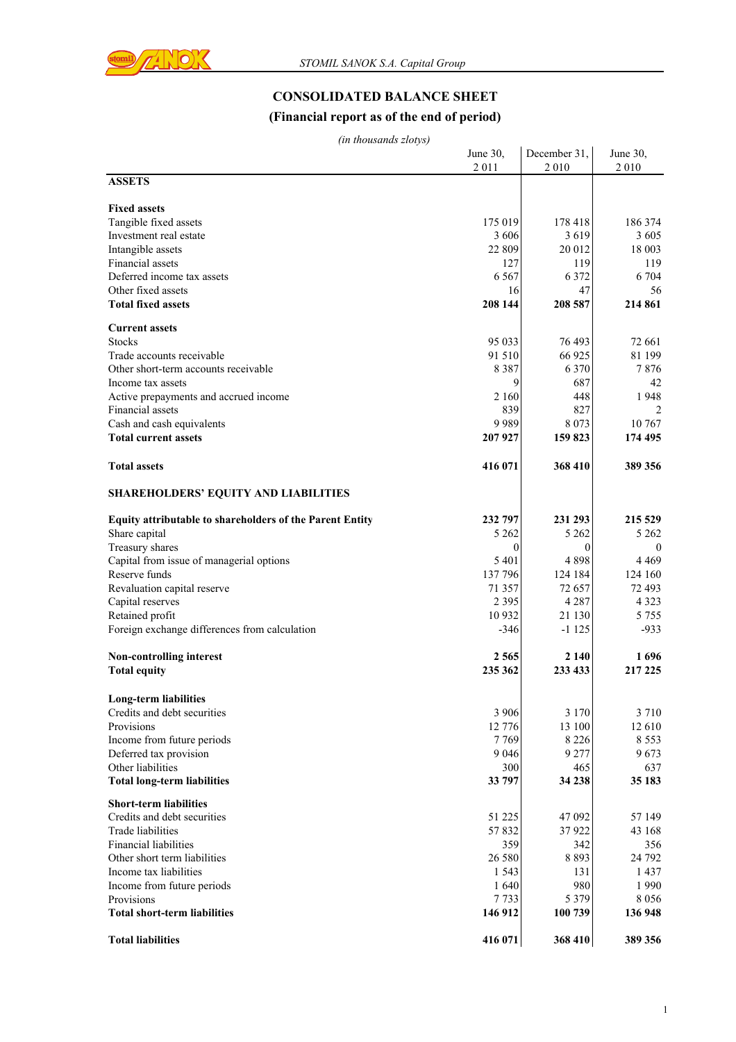# CONSOLIDATED BALANCE SHEET

## (Financial report as of the end of period)

*(in thousands zlotys)*

| | June 30, 2 011 | December 31, 2 010 | June 30, 2 010 |
|---|---|---|---|
| **ASSETS** | | | |
| | | | |
| **Fixed assets** | | | |
| Tangible fixed assets | 175 019 | 178 418 | 186 374 |
| Investment real estate | 3 606 | 3 619 | 3 605 |
| Intangible assets | 22 809 | 20 012 | 18 003 |
| Financial assets | 127 | 119 | 119 |
| Deferred income tax assets | 6 567 | 6 372 | 6 704 |
| Other fixed assets | 16 | 47 | 56 |
| **Total fixed assets** | **208 144** | **208 587** | **214 861** |
| | | | |
| **Current assets** | | | |
| Stocks | 95 033 | 76 493 | 72 661 |
| Trade accounts receivable | 91 510 | 66 925 | 81 199 |
| Other short-term accounts receivable | 8 387 | 6 370 | 7 876 |
| Income tax assets | 9 | 687 | 42 |
| Active prepayments and accrued income | 2 160 | 448 | 1 948 |
| Financial assets | 839 | 827 | 2 |
| Cash and cash equivalents | 9 989 | 8 073 | 10 767 |
| **Total current assets** | **207 927** | **159 823** | **174 495** |
| | | | |
| **Total assets** | **416 071** | **368 410** | **389 356** |
| | | | |
| **SHAREHOLDERS' EQUITY AND LIABILITIES** | | | |
| | | | |
| **Equity attributable to shareholders of the Parent Entity** | **232 797** | **231 293** | **215 529** |
| Share capital | 5 262 | 5 262 | 5 262 |
| Treasury shares | 0 | 0 | 0 |
| Capital from issue of managerial options | 5 401 | 4 898 | 4 469 |
| Reserve funds | 137 796 | 124 184 | 124 160 |
| Revaluation capital reserve | 71 357 | 72 657 | 72 493 |
| Capital reserves | 2 395 | 4 287 | 4 323 |
| Retained profit | 10 932 | 21 130 | 5 755 |
| Foreign exchange differences from calculation | -346 | -1 125 | -933 |
| | | | |
| **Non-controlling interest** | **2 565** | **2 140** | **1 696** |
| **Total equity** | **235 362** | **233 433** | **217 225** |
| | | | |
| **Long-term liabilities** | | | |
| Credits and debt securities | 3 906 | 3 170 | 3 710 |
| Provisions | 12 776 | 13 100 | 12 610 |
| Income from future periods | 7 769 | 8 226 | 8 553 |
| Deferred tax provision | 9 046 | 9 277 | 9 673 |
| Other liabilities | 300 | 465 | 637 |
| **Total long-term liabilities** | **33 797** | **34 238** | **35 183** |
| | | | |
| **Short-term liabilities** | | | |
| Credits and debt securities | 51 225 | 47 092 | 57 149 |
| Trade liabilities | 57 832 | 37 922 | 43 168 |
| Financial liabilities | 359 | 342 | 356 |
| Other short term liabilities | 26 580 | 8 893 | 24 792 |
| Income tax liabilities | 1 543 | 131 | 1 437 |
| Income from future periods | 1 640 | 980 | 1 990 |
| Provisions | 7 733 | 5 379 | 8 056 |
| **Total short-term liabilities** | **146 912** | **100 739** | **136 948** |
| | | | |
| **Total liabilities** | **416 071** | **368 410** | **389 356** |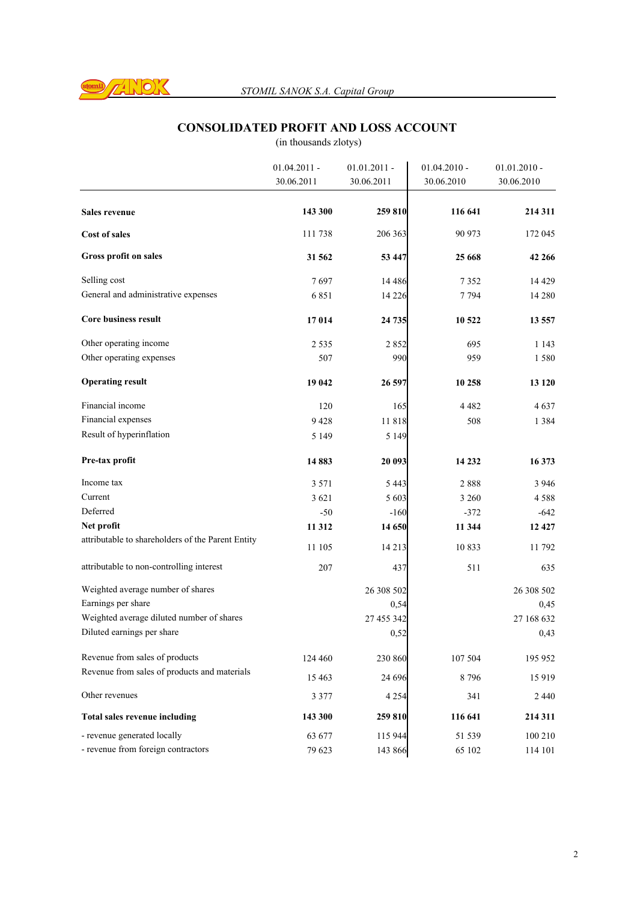## CONSOLIDATED PROFIT AND LOSS ACCOUNT

(in thousands zlotys)

| | 01.04.2011 - 30.06.2011 | 01.01.2011 - 30.06.2011 | 01.04.2010 - 30.06.2010 | 01.01.2010 - 30.06.2010 |
|---|---|---|---|---|
| **Sales revenue** | **143 300** | **259 810** | **116 641** | **214 311** |
| **Cost of sales** | 111 738 | 206 363 | 90 973 | 172 045 |
| **Gross profit on sales** | **31 562** | **53 447** | **25 668** | **42 266** |
| Selling cost | 7 697 | 14 486 | 7 352 | 14 429 |
| General and administrative expenses | 6 851 | 14 226 | 7 794 | 14 280 |
| **Core business result** | **17 014** | **24 735** | **10 522** | **13 557** |
| Other operating income | 2 535 | 2 852 | 695 | 1 143 |
| Other operating expenses | 507 | 990 | 959 | 1 580 |
| **Operating result** | **19 042** | **26 597** | **10 258** | **13 120** |
| Financial income | 120 | 165 | 4 482 | 4 637 |
| Financial expenses | 9 428 | 11 818 | 508 | 1 384 |
| Result of hyperinflation | 5 149 | 5 149 | | |
| **Pre-tax profit** | **14 883** | **20 093** | **14 232** | **16 373** |
| Income tax | 3 571 | 5 443 | 2 888 | 3 946 |
| Current | 3 621 | 5 603 | 3 260 | 4 588 |
| Deferred | -50 | -160 | -372 | -642 |
| **Net profit** | **11 312** | **14 650** | **11 344** | **12 427** |
| attributable to shareholders of the Parent Entity | 11 105 | 14 213 | 10 833 | 11 792 |
| attributable to non-controlling interest | 207 | 437 | 511 | 635 |
| Weighted average number of shares | | 26 308 502 | | 26 308 502 |
| Earnings per share | | 0,54 | | 0,45 |
| Weighted average diluted number of shares | | 27 455 342 | | 27 168 632 |
| Diluted earnings per share | | 0,52 | | 0,43 |
| Revenue from sales of products | 124 460 | 230 860 | 107 504 | 195 952 |
| Revenue from sales of products and materials | 15 463 | 24 696 | 8 796 | 15 919 |
| Other revenues | 3 377 | 4 254 | 341 | 2 440 |
| **Total sales revenue including** | **143 300** | **259 810** | **116 641** | **214 311** |
| - revenue generated locally | 63 677 | 115 944 | 51 539 | 100 210 |
| - revenue from foreign contractors | 79 623 | 143 866 | 65 102 | 114 101 |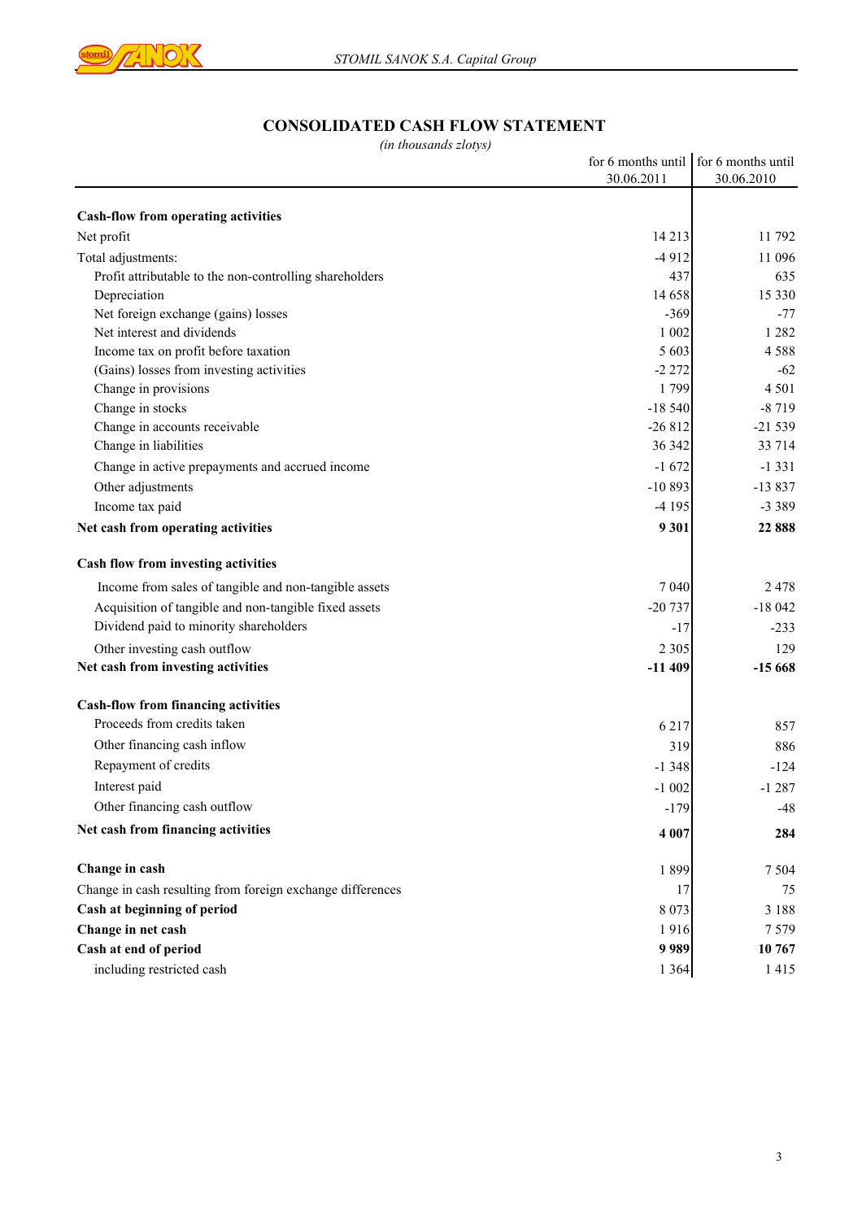# CONSOLIDATED CASH FLOW STATEMENT

*(in thousands zlotys)*

| | for 6 months until 30.06.2011 | for 6 months until 30.06.2010 |
|---|---|---|
| **Cash-flow from operating activities** | | |
| Net profit | 14 213 | 11 792 |
| Total adjustments: | -4 912 | 11 096 |
| Profit attributable to the non-controlling shareholders | 437 | 635 |
| Depreciation | 14 658 | 15 330 |
| Net foreign exchange (gains) losses | -369 | -77 |
| Net interest and dividends | 1 002 | 1 282 |
| Income tax on profit before taxation | 5 603 | 4 588 |
| (Gains) losses from investing activities | -2 272 | -62 |
| Change in provisions | 1 799 | 4 501 |
| Change in stocks | -18 540 | -8 719 |
| Change in accounts receivable | -26 812 | -21 539 |
| Change in liabilities | 36 342 | 33 714 |
| Change in active prepayments and accrued income | -1 672 | -1 331 |
| Other adjustments | -10 893 | -13 837 |
| Income tax paid | -4 195 | -3 389 |
| **Net cash from operating activities** | **9 301** | **22 888** |
| **Cash flow from investing activities** | | |
| Income from sales of tangible and non-tangible assets | 7 040 | 2 478 |
| Acquisition of tangible and non-tangible fixed assets | -20 737 | -18 042 |
| Dividend paid to minority shareholders | -17 | -233 |
| Other investing cash outflow | 2 305 | 129 |
| **Net cash from investing activities** | **-11 409** | **-15 668** |
| **Cash-flow from financing activities** | | |
| Proceeds from credits taken | 6 217 | 857 |
| Other financing cash inflow | 319 | 886 |
| Repayment of credits | -1 348 | -124 |
| Interest paid | -1 002 | -1 287 |
| Other financing cash outflow | -179 | -48 |
| **Net cash from financing activities** | **4 007** | **284** |
| **Change in cash** | 1 899 | 7 504 |
| Change in cash resulting from foreign exchange differences | 17 | 75 |
| **Cash at beginning of period** | 8 073 | 3 188 |
| **Change in net cash** | 1 916 | 7 579 |
| **Cash at end of period** | **9 989** | **10 767** |
| including restricted cash | 1 364 | 1 415 |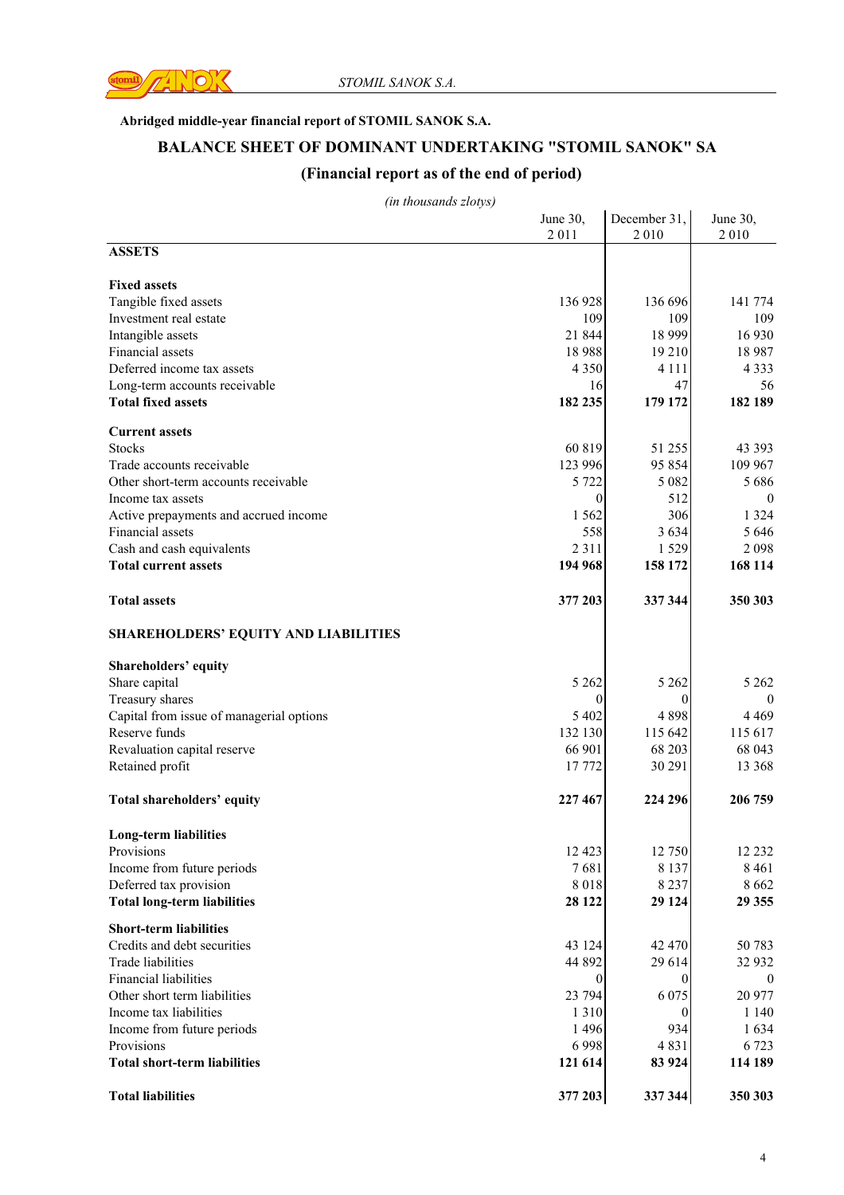**Abridged middle-year financial report of STOMIL SANOK S.A.**

## BALANCE SHEET OF DOMINANT UNDERTAKING "STOMIL SANOK" SA

### (Financial report as of the end of period)

*(in thousands zlotys)*

| | June 30, 2 011 | December 31, 2 010 | June 30, 2 010 |
|---|---|---|---|
| **ASSETS** | | | |
| **Fixed assets** | | | |
| Tangible fixed assets | 136 928 | 136 696 | 141 774 |
| Investment real estate | 109 | 109 | 109 |
| Intangible assets | 21 844 | 18 999 | 16 930 |
| Financial assets | 18 988 | 19 210 | 18 987 |
| Deferred income tax assets | 4 350 | 4 111 | 4 333 |
| Long-term accounts receivable | 16 | 47 | 56 |
| **Total fixed assets** | **182 235** | **179 172** | **182 189** |
| **Current assets** | | | |
| Stocks | 60 819 | 51 255 | 43 393 |
| Trade accounts receivable | 123 996 | 95 854 | 109 967 |
| Other short-term accounts receivable | 5 722 | 5 082 | 5 686 |
| Income tax assets | 0 | 512 | 0 |
| Active prepayments and accrued income | 1 562 | 306 | 1 324 |
| Financial assets | 558 | 3 634 | 5 646 |
| Cash and cash equivalents | 2 311 | 1 529 | 2 098 |
| **Total current assets** | **194 968** | **158 172** | **168 114** |
| **Total assets** | **377 203** | **337 344** | **350 303** |
| **SHAREHOLDERS' EQUITY AND LIABILITIES** | | | |
| **Shareholders' equity** | | | |
| Share capital | 5 262 | 5 262 | 5 262 |
| Treasury shares | 0 | 0 | 0 |
| Capital from issue of managerial options | 5 402 | 4 898 | 4 469 |
| Reserve funds | 132 130 | 115 642 | 115 617 |
| Revaluation capital reserve | 66 901 | 68 203 | 68 043 |
| Retained profit | 17 772 | 30 291 | 13 368 |
| **Total shareholders' equity** | **227 467** | **224 296** | **206 759** |
| **Long-term liabilities** | | | |
| Provisions | 12 423 | 12 750 | 12 232 |
| Income from future periods | 7 681 | 8 137 | 8 461 |
| Deferred tax provision | 8 018 | 8 237 | 8 662 |
| **Total long-term liabilities** | **28 122** | **29 124** | **29 355** |
| **Short-term liabilities** | | | |
| Credits and debt securities | 43 124 | 42 470 | 50 783 |
| Trade liabilities | 44 892 | 29 614 | 32 932 |
| Financial liabilities | 0 | 0 | 0 |
| Other short term liabilities | 23 794 | 6 075 | 20 977 |
| Income tax liabilities | 1 310 | 0 | 1 140 |
| Income from future periods | 1 496 | 934 | 1 634 |
| Provisions | 6 998 | 4 831 | 6 723 |
| **Total short-term liabilities** | **121 614** | **83 924** | **114 189** |
| **Total liabilities** | **377 203** | **337 344** | **350 303** |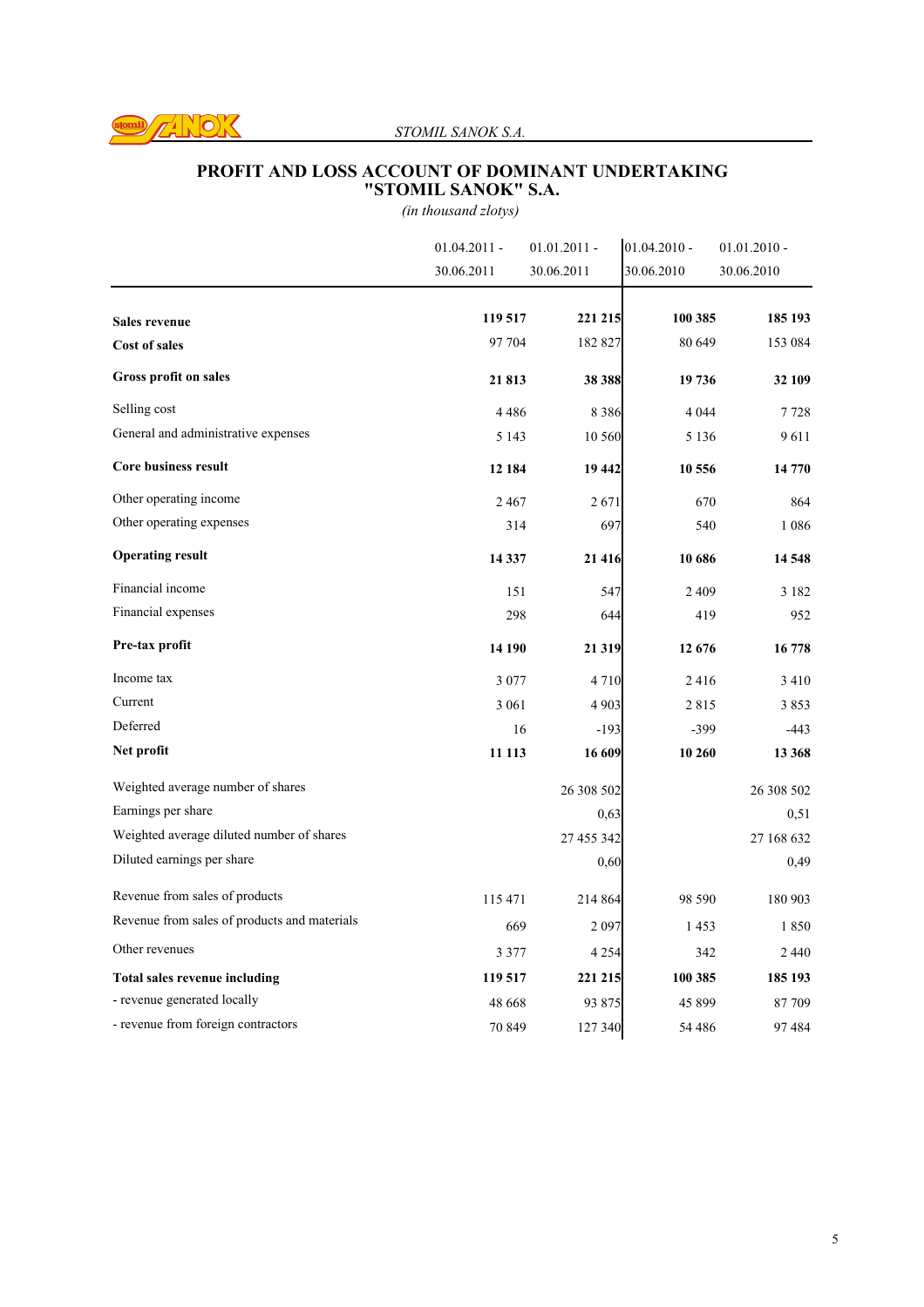# PROFIT AND LOSS ACCOUNT OF DOMINANT UNDERTAKING "STOMIL SANOK" S.A.

*(in thousand zlotys)*

| | 01.04.2011 - 30.06.2011 | 01.01.2011 - 30.06.2011 | 01.04.2010 - 30.06.2010 | 01.01.2010 - 30.06.2010 |
|---|---|---|---|---|
| **Sales revenue** | **119 517** | **221 215** | **100 385** | **185 193** |
| **Cost of sales** | 97 704 | 182 827 | 80 649 | 153 084 |
| **Gross profit on sales** | **21 813** | **38 388** | **19 736** | **32 109** |
| Selling cost | 4 486 | 8 386 | 4 044 | 7 728 |
| General and administrative expenses | 5 143 | 10 560 | 5 136 | 9 611 |
| **Core business result** | **12 184** | **19 442** | **10 556** | **14 770** |
| Other operating income | 2 467 | 2 671 | 670 | 864 |
| Other operating expenses | 314 | 697 | 540 | 1 086 |
| **Operating result** | **14 337** | **21 416** | **10 686** | **14 548** |
| Financial income | 151 | 547 | 2 409 | 3 182 |
| Financial expenses | 298 | 644 | 419 | 952 |
| **Pre-tax profit** | **14 190** | **21 319** | **12 676** | **16 778** |
| Income tax | 3 077 | 4 710 | 2 416 | 3 410 |
| Current | 3 061 | 4 903 | 2 815 | 3 853 |
| Deferred | 16 | -193 | -399 | -443 |
| **Net profit** | **11 113** | **16 609** | **10 260** | **13 368** |
| Weighted average number of shares | | 26 308 502 | | 26 308 502 |
| Earnings per share | | 0,63 | | 0,51 |
| Weighted average diluted number of shares | | 27 455 342 | | 27 168 632 |
| Diluted earnings per share | | 0,60 | | 0,49 |
| Revenue from sales of products | 115 471 | 214 864 | 98 590 | 180 903 |
| Revenue from sales of products and materials | 669 | 2 097 | 1 453 | 1 850 |
| Other revenues | 3 377 | 4 254 | 342 | 2 440 |
| **Total sales revenue including** | **119 517** | **221 215** | **100 385** | **185 193** |
| - revenue generated locally | 48 668 | 93 875 | 45 899 | 87 709 |
| - revenue from foreign contractors | 70 849 | 127 340 | 54 486 | 97 484 |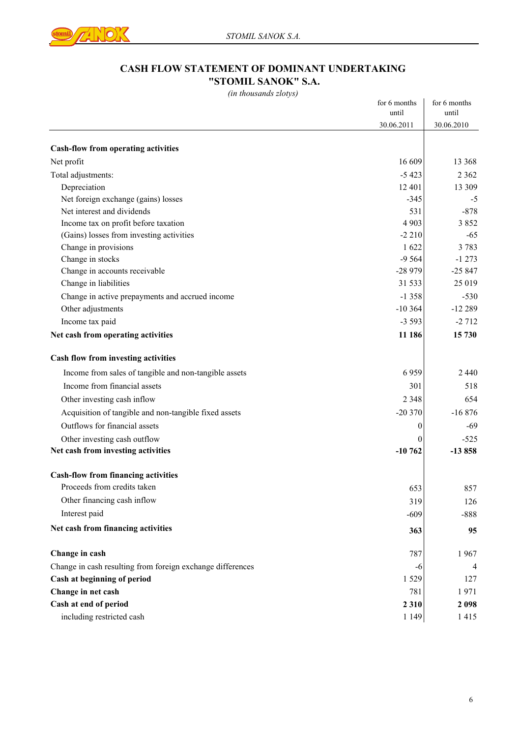# CASH FLOW STATEMENT OF DOMINANT UNDERTAKING "STOMIL SANOK" S.A.

*(in thousands zlotys)*

| | for 6 months until 30.06.2011 | for 6 months until 30.06.2010 |
|---|---|---|
| **Cash-flow from operating activities** | | |
| Net profit | 16 609 | 13 368 |
| Total adjustments: | -5 423 | 2 362 |
| Depreciation | 12 401 | 13 309 |
| Net foreign exchange (gains) losses | -345 | -5 |
| Net interest and dividends | 531 | -878 |
| Income tax on profit before taxation | 4 903 | 3 852 |
| (Gains) losses from investing activities | -2 210 | -65 |
| Change in provisions | 1 622 | 3 783 |
| Change in stocks | -9 564 | -1 273 |
| Change in accounts receivable | -28 979 | -25 847 |
| Change in liabilities | 31 533 | 25 019 |
| Change in active prepayments and accrued income | -1 358 | -530 |
| Other adjustments | -10 364 | -12 289 |
| Income tax paid | -3 593 | -2 712 |
| **Net cash from operating activities** | **11 186** | **15 730** |
| **Cash flow from investing activities** | | |
| Income from sales of tangible and non-tangible assets | 6 959 | 2 440 |
| Income from financial assets | 301 | 518 |
| Other investing cash inflow | 2 348 | 654 |
| Acquisition of tangible and non-tangible fixed assets | -20 370 | -16 876 |
| Outflows for financial assets | 0 | -69 |
| Other investing cash outflow | 0 | -525 |
| **Net cash from investing activities** | **-10 762** | **-13 858** |
| **Cash-flow from financing activities** | | |
| Proceeds from credits taken | 653 | 857 |
| Other financing cash inflow | 319 | 126 |
| Interest paid | -609 | -888 |
| **Net cash from financing activities** | **363** | **95** |
| **Change in cash** | 787 | 1 967 |
| Change in cash resulting from foreign exchange differences | -6 | 4 |
| **Cash at beginning of period** | 1 529 | 127 |
| **Change in net cash** | 781 | 1 971 |
| **Cash at end of period** | **2 310** | **2 098** |
| including restricted cash | 1 149 | 1 415 |